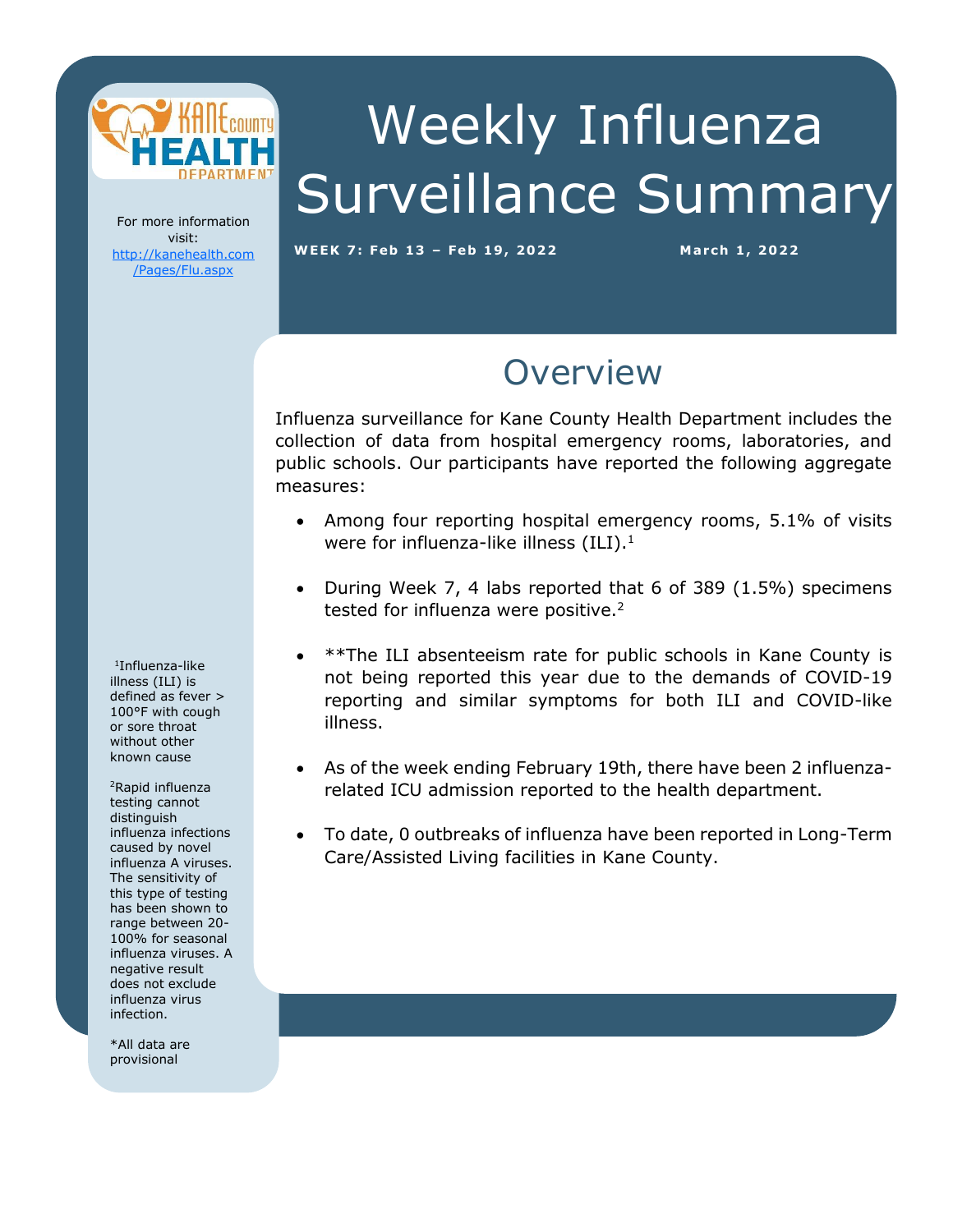# Weekly Influenza Surveillance Summary

**WEEK 7: Feb 13 – Feb 19, 2022** **March 1, 2022**

For more information visit: [http://kanehealth.com/Pages/Flu.aspx](http://kanehealth.com/Pages/Flu.aspx)

## Overview

Influenza surveillance for Kane County Health Department includes the collection of data from hospital emergency rooms, laboratories, and public schools. Our participants have reported the following aggregate measures:

- Among four reporting hospital emergency rooms, 5.1% of visits were for influenza-like illness (ILI).[1]
- During Week 7, 4 labs reported that 6 of 389 (1.5%) specimens tested for influenza were positive.[2]
- **The ILI absenteeism rate for public schools in Kane County is not being reported this year due to the demands of COVID-19 reporting and similar symptoms for both ILI and COVID-like illness.
- As of the week ending February 19th, there have been 2 influenza-related ICU admission reported to the health department.
- To date, 0 outbreaks of influenza have been reported in Long-Term Care/Assisted Living facilities in Kane County.

[1]Influenza-like illness (ILI) is defined as fever > 100°F with cough or sore throat without other known cause

[2]Rapid influenza testing cannot distinguish influenza infections caused by novel influenza A viruses. The sensitivity of this type of testing has been shown to range between 20-100% for seasonal influenza viruses. A negative result does not exclude influenza virus infection.

*All data are provisional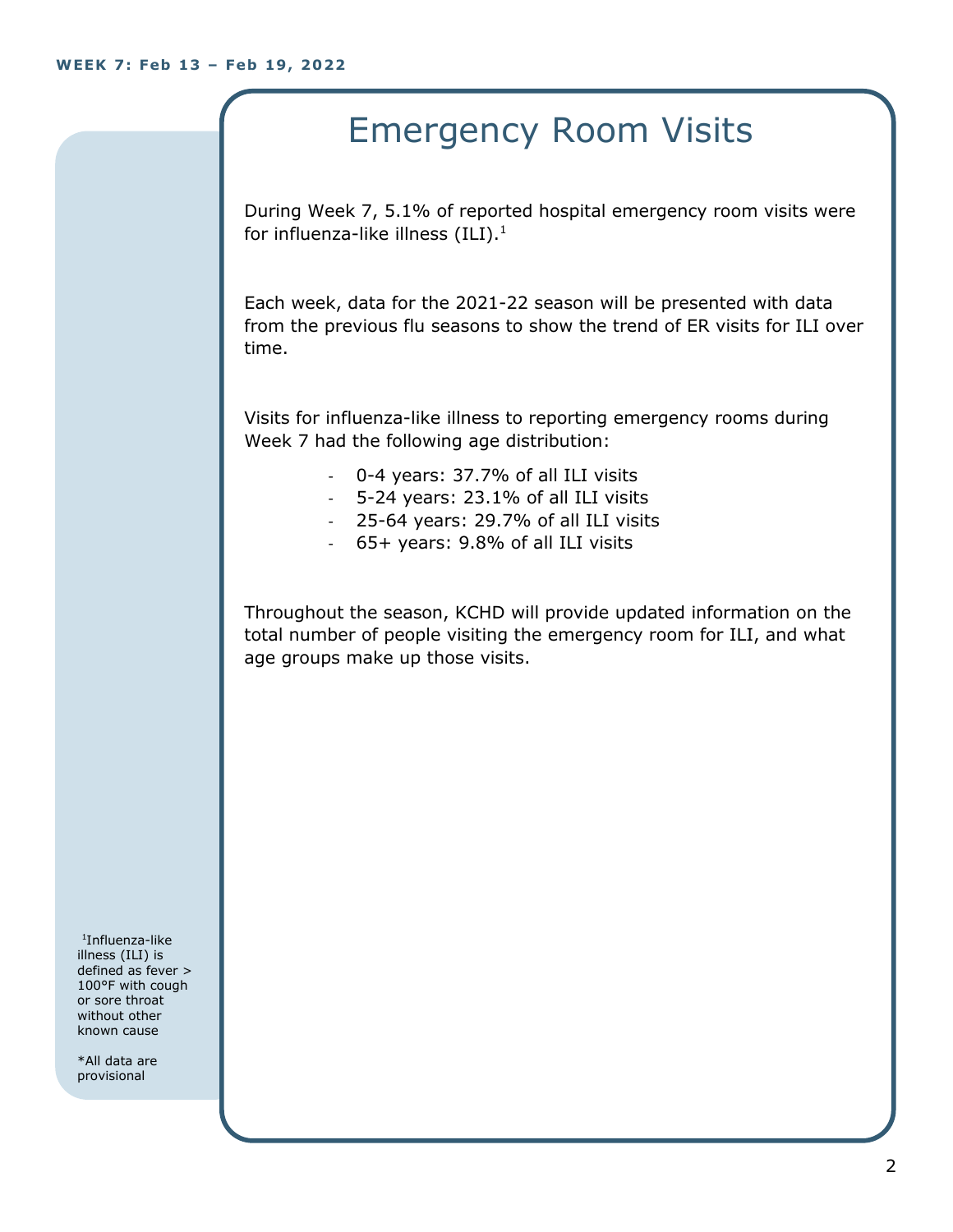# Emergency Room Visits

During Week 7, 5.1% of reported hospital emergency room visits were for influenza-like illness (ILI).[1]

Each week, data for the 2021-22 season will be presented with data from the previous flu seasons to show the trend of ER visits for ILI over time.

Visits for influenza-like illness to reporting emergency rooms during Week 7 had the following age distribution:

- 0-4 years: 37.7% of all ILI visits
- 5-24 years: 23.1% of all ILI visits
- 25-64 years: 29.7% of all ILI visits
- 65+ years: 9.8% of all ILI visits

Throughout the season, KCHD will provide updated information on the total number of people visiting the emergency room for ILI, and what age groups make up those visits.

[1]Influenza-like illness (ILI) is defined as fever > 100°F with cough or sore throat without other known cause

*All data are provisional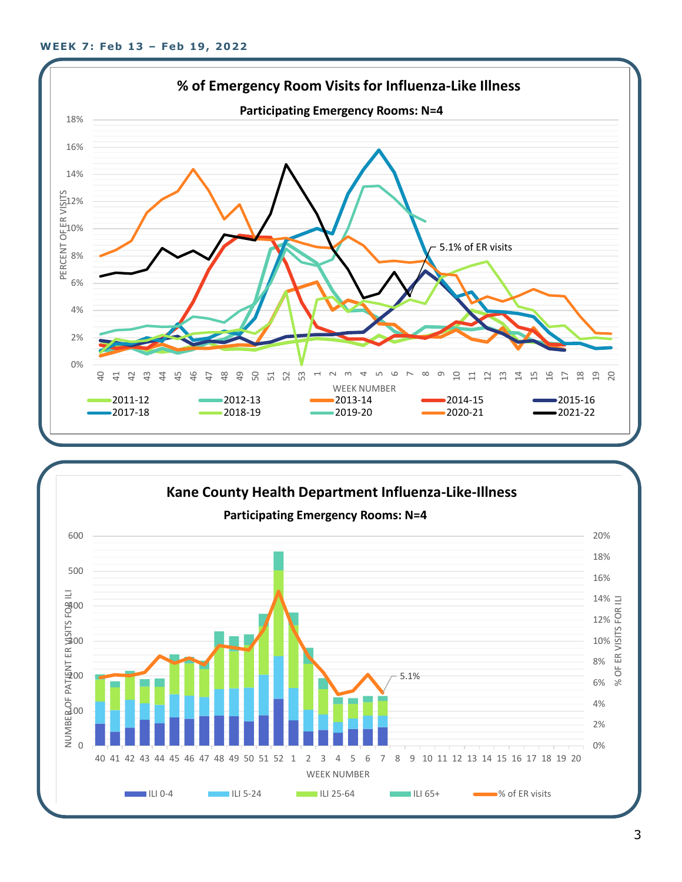**WEEK 7: Feb 13 – Feb 19, 2022**

## % of Emergency Room Visits for Influenza-Like Illness

**Participating Emergency Rooms: N=4**

PERCENT OF ER VISITS: 0%, 2%, 4%, 6%, 8%, 10%, 12%, 14%, 16%, 18%

WEEK NUMBER: 40, 41, 42, 43, 44, 45, 46, 47, 48, 49, 50, 51, 52, 53, 1, 2, 3, 4, 5, 6, 7, 8, 9, 10, 11, 12, 13, 14, 15, 16, 17, 18, 19, 20

5.1% of ER visits

Legend: 2011-12, 2012-13, 2013-14, 2014-15, 2015-16, 2017-18, 2018-19, 2019-20, 2020-21, 2021-22

## Kane County Health Department Influenza-Like-Illness

**Participating Emergency Rooms: N=4**

NUMBER OF PATIENT ER VISITS FOR ILI: 0, 100, 200, 300, 400, 500, 600

% OF ER VISITS FOR ILI: 0%, 2%, 4%, 6%, 8%, 10%, 12%, 14%, 16%, 18%, 20%

WEEK NUMBER: 40, 41, 42, 43, 44, 45, 46, 47, 48, 49, 50, 51, 52, 1, 2, 3, 4, 5, 6, 7, 8, 9, 10, 11, 12, 13, 14, 15, 16, 17, 18, 19, 20

5.1%

Legend: ILI 0-4, ILI 5-24, ILI 25-64, ILI 65+, % of ER visits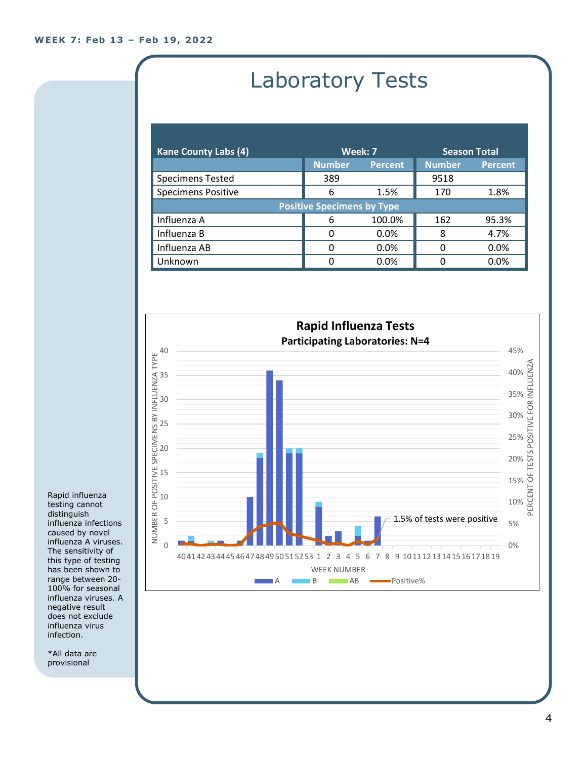**WEEK 7: Feb 13 – Feb 19, 2022**

# Laboratory Tests

| Kane County Labs (4) | Week: 7 | | Season Total | |
|---|---|---|---|---|
| | Number | Percent | Number | Percent |
| Specimens Tested | 389 | | 9518 | |
| Specimens Positive | 6 | 1.5% | 170 | 1.8% |
| **Positive Specimens by Type** | | | | |
| Influenza A | 6 | 100.0% | 162 | 95.3% |
| Influenza B | 0 | 0.0% | 8 | 4.7% |
| Influenza AB | 0 | 0.0% | 0 | 0.0% |
| Unknown | 0 | 0.0% | 0 | 0.0% |

**Rapid Influenza Tests**

**Participating Laboratories: N=4**

NUMBER OF POSITIVE SPECIMENS BY INFLUENZA TYPE (0–40) / PERCENT OF TESTS POSITIVE FOR INFLUENZA (0%–45%)

WEEK NUMBER: 40 41 42 43 44 45 46 47 48 49 50 51 52 53 1 2 3 4 5 6 7 8 9 10 11 12 13 14 15 16 17 18 19

Legend: A, B, AB, Positive%

1.5% of tests were positive

Rapid influenza testing cannot distinguish influenza infections caused by novel influenza A viruses. The sensitivity of this type of testing has been shown to range between 20-100% for seasonal influenza viruses. A negative result does not exclude influenza virus infection.

*All data are provisional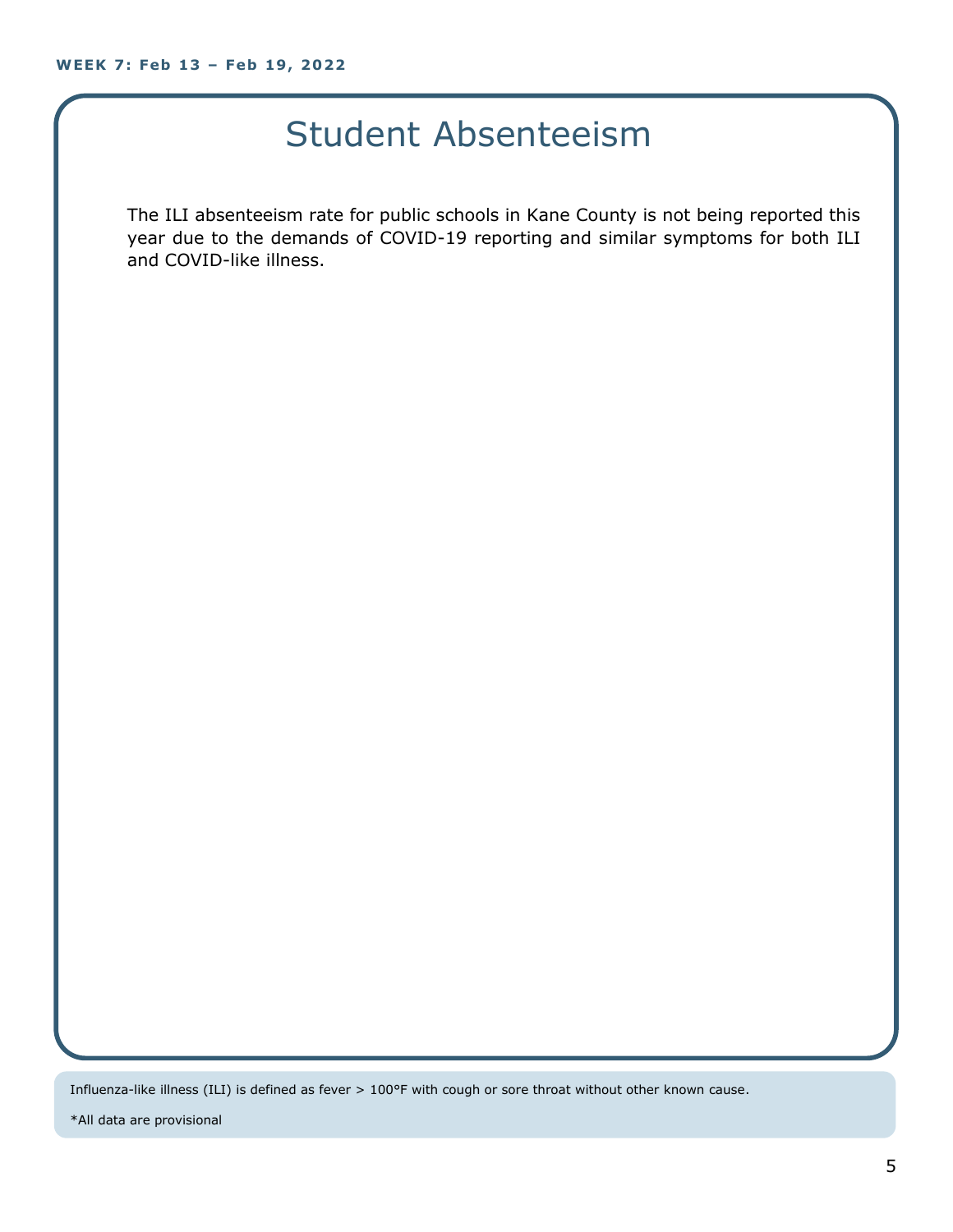# Student Absenteeism

The ILI absenteeism rate for public schools in Kane County is not being reported this year due to the demands of COVID-19 reporting and similar symptoms for both ILI and COVID-like illness.

Influenza-like illness (ILI) is defined as fever > 100°F with cough or sore throat without other known cause.

*All data are provisional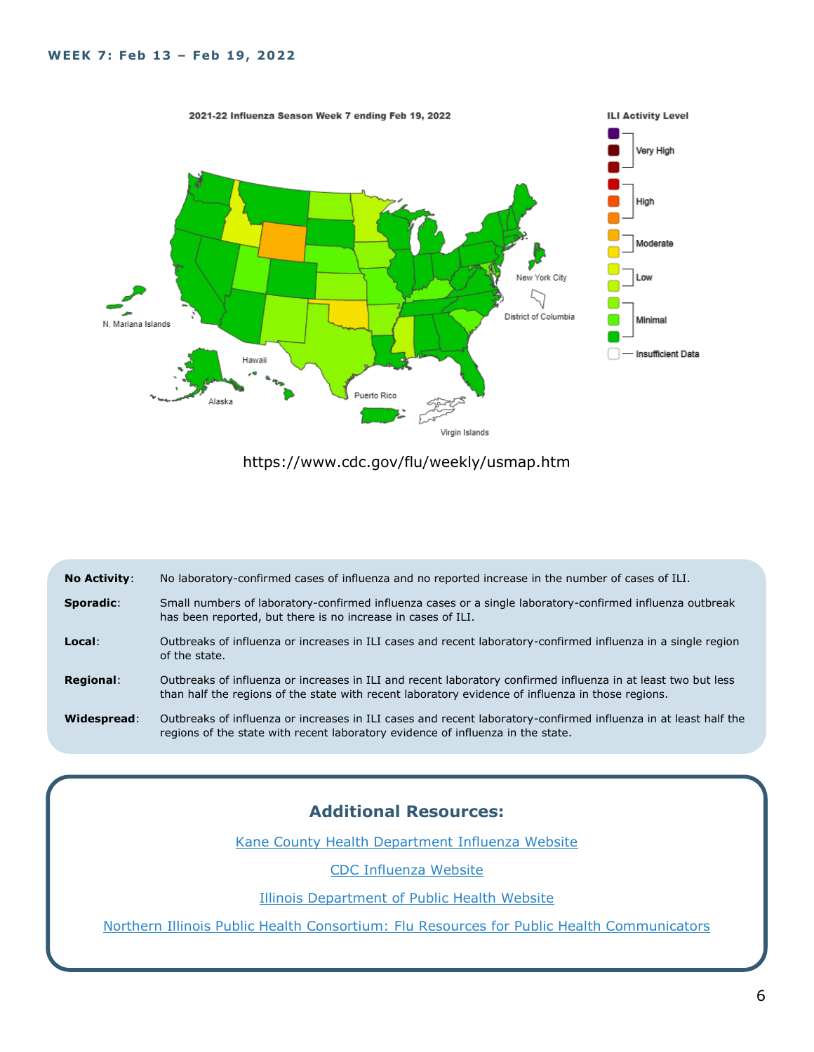**WEEK 7: Feb 13 – Feb 19, 2022**

2021-22 Influenza Season Week 7 ending Feb 19, 2022

ILI Activity Level

Very High

High

Moderate

Low

Minimal

Insufficient Data

N. Mariana Islands

Hawaii

Alaska

Puerto Rico

Virgin Islands

New York City

District of Columbia

https://www.cdc.gov/flu/weekly/usmap.htm

| | |
|---|---|
| **No Activity**: | No laboratory-confirmed cases of influenza and no reported increase in the number of cases of ILI. |
| **Sporadic**: | Small numbers of laboratory-confirmed influenza cases or a single laboratory-confirmed influenza outbreak has been reported, but there is no increase in cases of ILI. |
| **Local**: | Outbreaks of influenza or increases in ILI cases and recent laboratory-confirmed influenza in a single region of the state. |
| **Regional**: | Outbreaks of influenza or increases in ILI and recent laboratory confirmed influenza in at least two but less than half the regions of the state with recent laboratory evidence of influenza in those regions. |
| **Widespread**: | Outbreaks of influenza or increases in ILI cases and recent laboratory-confirmed influenza in at least half the regions of the state with recent laboratory evidence of influenza in the state. |

## Additional Resources:

Kane County Health Department Influenza Website

CDC Influenza Website

Illinois Department of Public Health Website

Northern Illinois Public Health Consortium: Flu Resources for Public Health Communicators